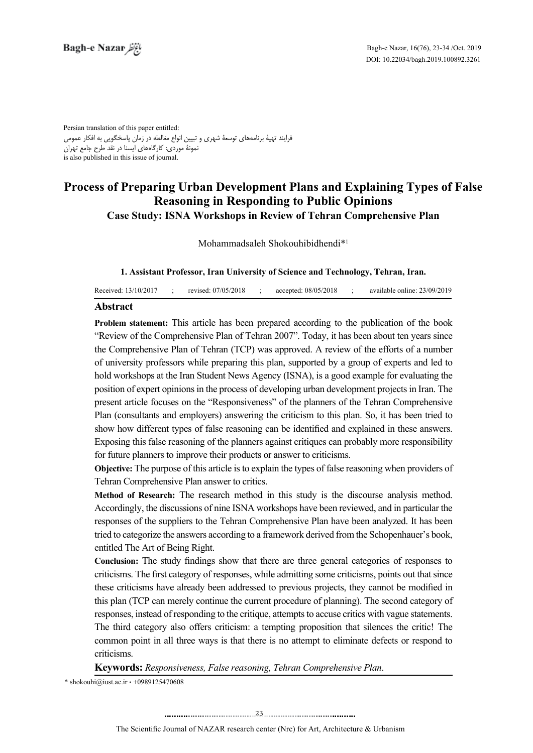Persian translation of this paper entitled:
فرایند تهیهٔ برنامه‌های توسعهٔ شهری و تبیین انواع مغالطه در زمان پاسخگویی به افکار عمومی
نمونهٔ موردی: کارگاه‌های ایسنا در نقد طرح جامع تهران
is also published in this issue of journal.

# Process of Preparing Urban Development Plans and Explaining Types of False Reasoning in Responding to Public Opinions

## Case Study: ISNA Workshops in Review of Tehran Comprehensive Plan

Mohammadsaleh Shokouhibidhendi*[1]

**1. Assistant Professor, Iran University of Science and Technology, Tehran, Iran.**

Received: 13/10/2017 ; revised: 07/05/2018 ; accepted: 08/05/2018 ; available online: 23/09/2019

## Abstract

**Problem statement:** This article has been prepared according to the publication of the book "Review of the Comprehensive Plan of Tehran 2007". Today, it has been about ten years since the Comprehensive Plan of Tehran (TCP) was approved. A review of the efforts of a number of university professors while preparing this plan, supported by a group of experts and led to hold workshops at the Iran Student News Agency (ISNA), is a good example for evaluating the position of expert opinions in the process of developing urban development projects in Iran. The present article focuses on the "Responsiveness" of the planners of the Tehran Comprehensive Plan (consultants and employers) answering the criticism to this plan. So, it has been tried to show how different types of false reasoning can be identified and explained in these answers. Exposing this false reasoning of the planners against critiques can probably more responsibility for future planners to improve their products or answer to criticisms.

**Objective:** The purpose of this article is to explain the types of false reasoning when providers of Tehran Comprehensive Plan answer to critics.

**Method of Research:** The research method in this study is the discourse analysis method. Accordingly, the discussions of nine ISNA workshops have been reviewed, and in particular the responses of the suppliers to the Tehran Comprehensive Plan have been analyzed. It has been tried to categorize the answers according to a framework derived from the Schopenhauer's book, entitled The Art of Being Right.

**Conclusion:** The study findings show that there are three general categories of responses to criticisms. The first category of responses, while admitting some criticisms, points out that since these criticisms have already been addressed to previous projects, they cannot be modified in this plan (TCP can merely continue the current procedure of planning). The second category of responses, instead of responding to the critique, attempts to accuse critics with vague statements. The third category also offers criticism: a tempting proposition that silences the critic! The common point in all three ways is that there is no attempt to eliminate defects or respond to criticisms.

**Keywords:** *Responsiveness, False reasoning, Tehran Comprehensive Plan*.

\* shokouhi@iust.ac.ir ، +0989125470608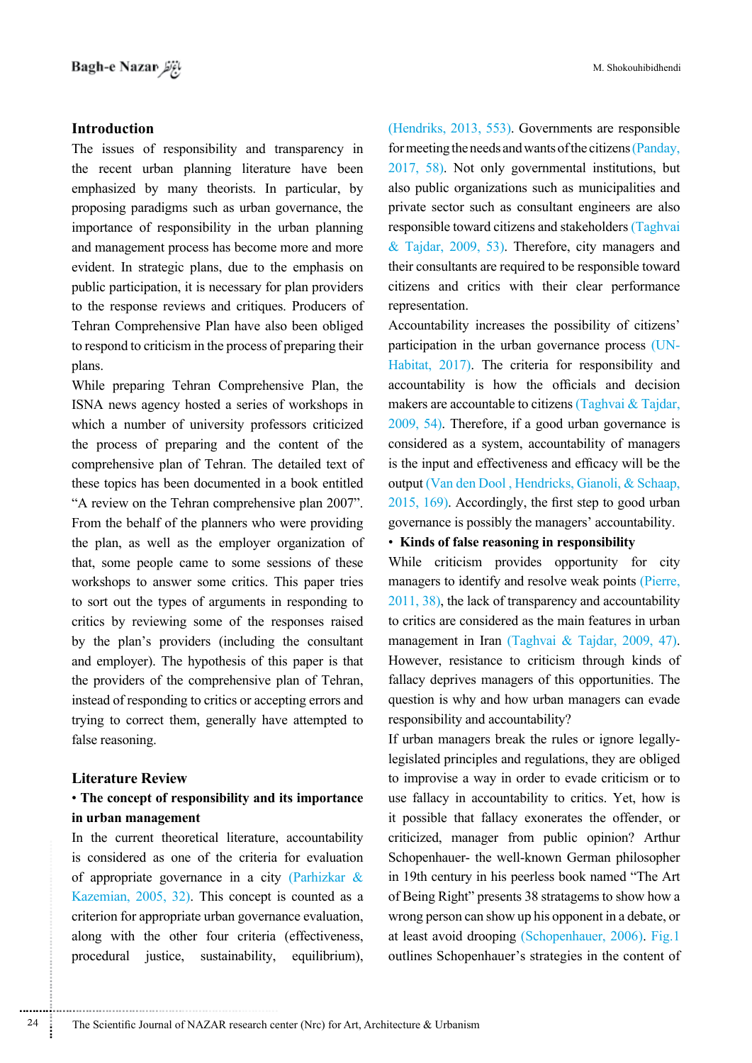## Introduction

The issues of responsibility and transparency in the recent urban planning literature have been emphasized by many theorists. In particular, by proposing paradigms such as urban governance, the importance of responsibility in the urban planning and management process has become more and more evident. In strategic plans, due to the emphasis on public participation, it is necessary for plan providers to the response reviews and critiques. Producers of Tehran Comprehensive Plan have also been obliged to respond to criticism in the process of preparing their plans.

While preparing Tehran Comprehensive Plan, the ISNA news agency hosted a series of workshops in which a number of university professors criticized the process of preparing and the content of the comprehensive plan of Tehran. The detailed text of these topics has been documented in a book entitled "A review on the Tehran comprehensive plan 2007". From the behalf of the planners who were providing the plan, as well as the employer organization of that, some people came to some sessions of these workshops to answer some critics. This paper tries to sort out the types of arguments in responding to critics by reviewing some of the responses raised by the plan's providers (including the consultant and employer). The hypothesis of this paper is that the providers of the comprehensive plan of Tehran, instead of responding to critics or accepting errors and trying to correct them, generally have attempted to false reasoning.

## Literature Review

### • The concept of responsibility and its importance in urban management

In the current theoretical literature, accountability is considered as one of the criteria for evaluation of appropriate governance in a city (Parhizkar & Kazemian, 2005, 32). This concept is counted as a criterion for appropriate urban governance evaluation, along with the other four criteria (effectiveness, procedural justice, sustainability, equilibrium), (Hendriks, 2013, 553). Governments are responsible for meeting the needs and wants of the citizens (Panday, 2017, 58). Not only governmental institutions, but also public organizations such as municipalities and private sector such as consultant engineers are also responsible toward citizens and stakeholders (Taghvai & Tajdar, 2009, 53). Therefore, city managers and their consultants are required to be responsible toward citizens and critics with their clear performance representation.

Accountability increases the possibility of citizens' participation in the urban governance process (UN-Habitat, 2017). The criteria for responsibility and accountability is how the officials and decision makers are accountable to citizens (Taghvai & Tajdar, 2009, 54). Therefore, if a good urban governance is considered as a system, accountability of managers is the input and effectiveness and efficacy will be the output (Van den Dool , Hendricks, Gianoli, & Schaap, 2015, 169). Accordingly, the first step to good urban governance is possibly the managers' accountability.

### • Kinds of false reasoning in responsibility

While criticism provides opportunity for city managers to identify and resolve weak points (Pierre, 2011, 38), the lack of transparency and accountability to critics are considered as the main features in urban management in Iran (Taghvai & Tajdar, 2009, 47). However, resistance to criticism through kinds of fallacy deprives managers of this opportunities. The question is why and how urban managers can evade responsibility and accountability?

If urban managers break the rules or ignore legally-legislated principles and regulations, they are obliged to improvise a way in order to evade criticism or to use fallacy in accountability to critics. Yet, how is it possible that fallacy exonerates the offender, or criticized, manager from public opinion? Arthur Schopenhauer- the well-known German philosopher in 19th century in his peerless book named "The Art of Being Right" presents 38 stratagems to show how a wrong person can show up his opponent in a debate, or at least avoid drooping (Schopenhauer, 2006). Fig.1 outlines Schopenhauer's strategies in the content of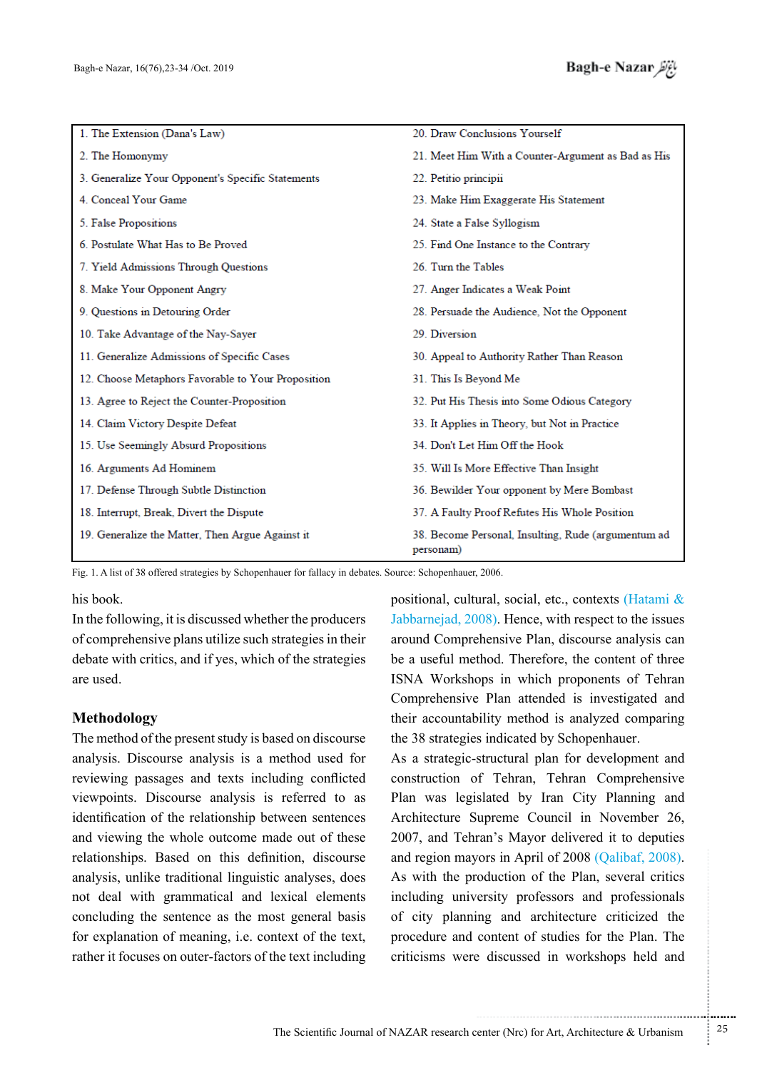| | |
|---|---|
| 1. The Extension (Dana's Law) | 20. Draw Conclusions Yourself |
| 2. The Homonymy | 21. Meet Him With a Counter-Argument as Bad as His |
| 3. Generalize Your Opponent's Specific Statements | 22. Petitio principii |
| 4. Conceal Your Game | 23. Make Him Exaggerate His Statement |
| 5. False Propositions | 24. State a False Syllogism |
| 6. Postulate What Has to Be Proved | 25. Find One Instance to the Contrary |
| 7. Yield Admissions Through Questions | 26. Turn the Tables |
| 8. Make Your Opponent Angry | 27. Anger Indicates a Weak Point |
| 9. Questions in Detouring Order | 28. Persuade the Audience, Not the Opponent |
| 10. Take Advantage of the Nay-Sayer | 29. Diversion |
| 11. Generalize Admissions of Specific Cases | 30. Appeal to Authority Rather Than Reason |
| 12. Choose Metaphors Favorable to Your Proposition | 31. This Is Beyond Me |
| 13. Agree to Reject the Counter-Proposition | 32. Put His Thesis into Some Odious Category |
| 14. Claim Victory Despite Defeat | 33. It Applies in Theory, but Not in Practice |
| 15. Use Seemingly Absurd Propositions | 34. Don't Let Him Off the Hook |
| 16. Arguments Ad Hominem | 35. Will Is More Effective Than Insight |
| 17. Defense Through Subtle Distinction | 36. Bewilder Your opponent by Mere Bombast |
| 18. Interrupt, Break, Divert the Dispute | 37. A Faulty Proof Refutes His Whole Position |
| 19. Generalize the Matter, Then Argue Against it | 38. Become Personal, Insulting, Rude (argumentum ad personam) |

Fig. 1. A list of 38 offered strategies by Schopenhauer for fallacy in debates. Source: Schopenhauer, 2006.

his book.
In the following, it is discussed whether the producers of comprehensive plans utilize such strategies in their debate with critics, and if yes, which of the strategies are used.

## Methodology

The method of the present study is based on discourse analysis. Discourse analysis is a method used for reviewing passages and texts including conflicted viewpoints. Discourse analysis is referred to as identification of the relationship between sentences and viewing the whole outcome made out of these relationships. Based on this definition, discourse analysis, unlike traditional linguistic analyses, does not deal with grammatical and lexical elements concluding the sentence as the most general basis for explanation of meaning, i.e. context of the text, rather it focuses on outer-factors of the text including positional, cultural, social, etc., contexts (Hatami & Jabbarnejad, 2008). Hence, with respect to the issues around Comprehensive Plan, discourse analysis can be a useful method. Therefore, the content of three ISNA Workshops in which proponents of Tehran Comprehensive Plan attended is investigated and their accountability method is analyzed comparing the 38 strategies indicated by Schopenhauer.

As a strategic-structural plan for development and construction of Tehran, Tehran Comprehensive Plan was legislated by Iran City Planning and Architecture Supreme Council in November 26, 2007, and Tehran's Mayor delivered it to deputies and region mayors in April of 2008 (Qalibaf, 2008). As with the production of the Plan, several critics including university professors and professionals of city planning and architecture criticized the procedure and content of studies for the Plan. The criticisms were discussed in workshops held and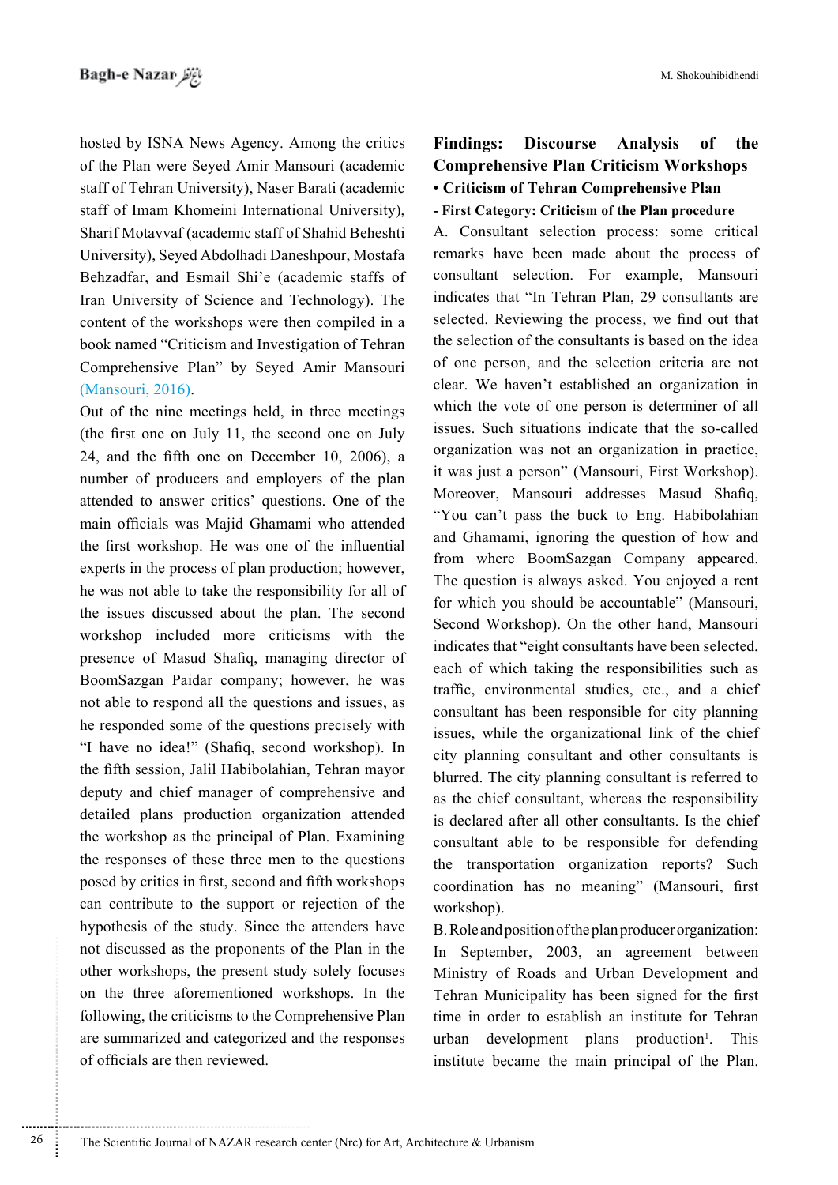hosted by ISNA News Agency. Among the critics of the Plan were Seyed Amir Mansouri (academic staff of Tehran University), Naser Barati (academic staff of Imam Khomeini International University), Sharif Motavvaf (academic staff of Shahid Beheshti University), Seyed Abdolhadi Daneshpour, Mostafa Behzadfar, and Esmail Shi'e (academic staffs of Iran University of Science and Technology). The content of the workshops were then compiled in a book named "Criticism and Investigation of Tehran Comprehensive Plan" by Seyed Amir Mansouri (Mansouri, 2016).

Out of the nine meetings held, in three meetings (the first one on July 11, the second one on July 24, and the fifth one on December 10, 2006), a number of producers and employers of the plan attended to answer critics' questions. One of the main officials was Majid Ghamami who attended the first workshop. He was one of the influential experts in the process of plan production; however, he was not able to take the responsibility for all of the issues discussed about the plan. The second workshop included more criticisms with the presence of Masud Shafiq, managing director of BoomSazgan Paidar company; however, he was not able to respond all the questions and issues, as he responded some of the questions precisely with "I have no idea!" (Shafiq, second workshop). In the fifth session, Jalil Habibolahian, Tehran mayor deputy and chief manager of comprehensive and detailed plans production organization attended the workshop as the principal of Plan. Examining the responses of these three men to the questions posed by critics in first, second and fifth workshops can contribute to the support or rejection of the hypothesis of the study. Since the attenders have not discussed as the proponents of the Plan in the other workshops, the present study solely focuses on the three aforementioned workshops. In the following, the criticisms to the Comprehensive Plan are summarized and categorized and the responses of officials are then reviewed.

## Findings: Discourse Analysis of the Comprehensive Plan Criticism Workshops

### • Criticism of Tehran Comprehensive Plan

#### - First Category: Criticism of the Plan procedure

A. Consultant selection process: some critical remarks have been made about the process of consultant selection. For example, Mansouri indicates that "In Tehran Plan, 29 consultants are selected. Reviewing the process, we find out that the selection of the consultants is based on the idea of one person, and the selection criteria are not clear. We haven't established an organization in which the vote of one person is determiner of all issues. Such situations indicate that the so-called organization was not an organization in practice, it was just a person" (Mansouri, First Workshop). Moreover, Mansouri addresses Masud Shafiq, "You can't pass the buck to Eng. Habibolahian and Ghamami, ignoring the question of how and from where BoomSazgan Company appeared. The question is always asked. You enjoyed a rent for which you should be accountable" (Mansouri, Second Workshop). On the other hand, Mansouri indicates that "eight consultants have been selected, each of which taking the responsibilities such as traffic, environmental studies, etc., and a chief consultant has been responsible for city planning issues, while the organizational link of the chief city planning consultant and other consultants is blurred. The city planning consultant is referred to as the chief consultant, whereas the responsibility is declared after all other consultants. Is the chief consultant able to be responsible for defending the transportation organization reports? Such coordination has no meaning" (Mansouri, first workshop).

B. Role and position of the plan producer organization: In September, 2003, an agreement between Ministry of Roads and Urban Development and Tehran Municipality has been signed for the first time in order to establish an institute for Tehran urban development plans production[1]. This institute became the main principal of the Plan.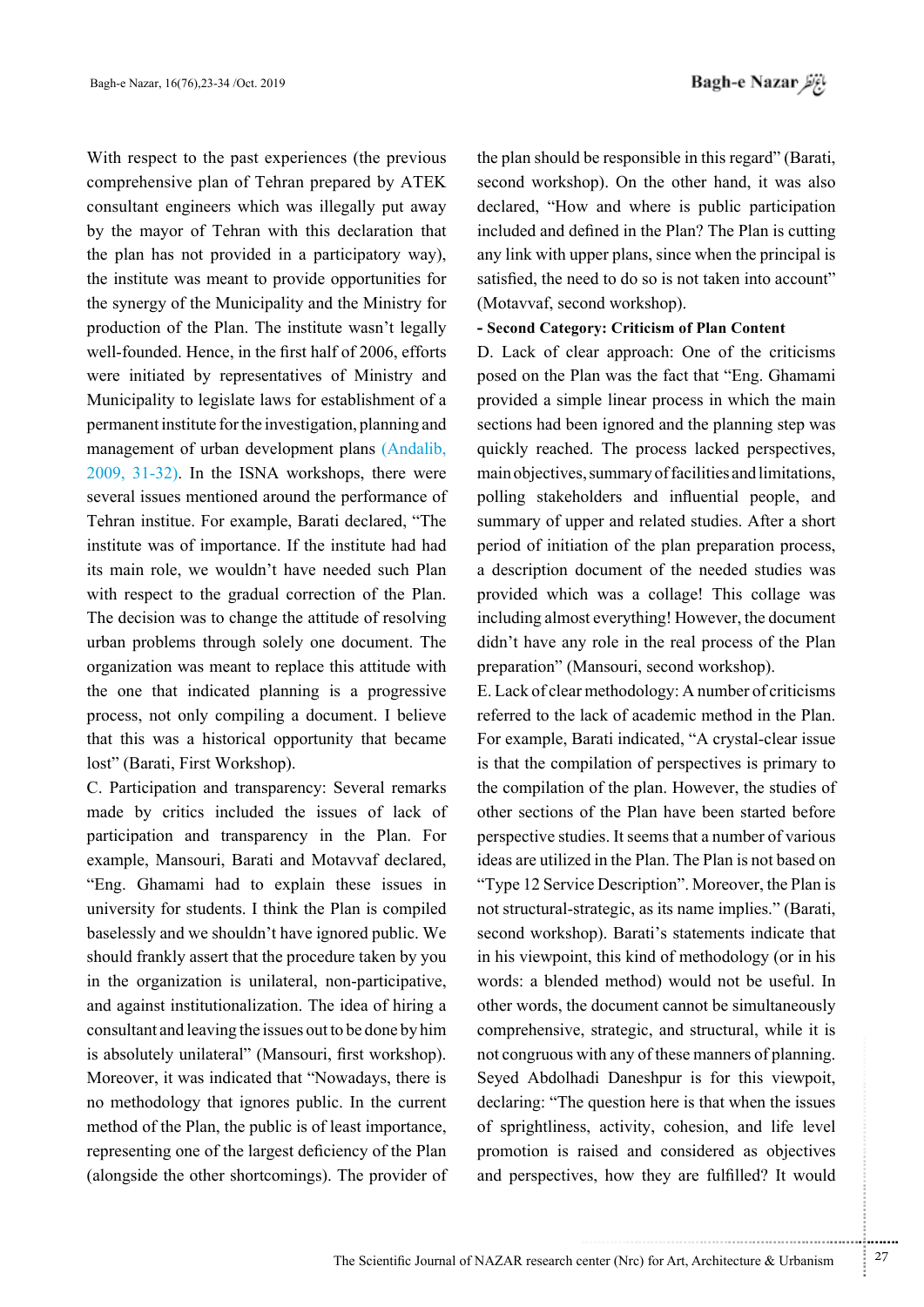With respect to the past experiences (the previous comprehensive plan of Tehran prepared by ATEK consultant engineers which was illegally put away by the mayor of Tehran with this declaration that the plan has not provided in a participatory way), the institute was meant to provide opportunities for the synergy of the Municipality and the Ministry for production of the Plan. The institute wasn't legally well-founded. Hence, in the first half of 2006, efforts were initiated by representatives of Ministry and Municipality to legislate laws for establishment of a permanent institute for the investigation, planning and management of urban development plans (Andalib, 2009, 31-32). In the ISNA workshops, there were several issues mentioned around the performance of Tehran institue. For example, Barati declared, "The institute was of importance. If the institute had had its main role, we wouldn't have needed such Plan with respect to the gradual correction of the Plan. The decision was to change the attitude of resolving urban problems through solely one document. The organization was meant to replace this attitude with the one that indicated planning is a progressive process, not only compiling a document. I believe that this was a historical opportunity that became lost" (Barati, First Workshop).

C. Participation and transparency: Several remarks made by critics included the issues of lack of participation and transparency in the Plan. For example, Mansouri, Barati and Motavvaf declared, "Eng. Ghamami had to explain these issues in university for students. I think the Plan is compiled baselessly and we shouldn't have ignored public. We should frankly assert that the procedure taken by you in the organization is unilateral, non-participative, and against institutionalization. The idea of hiring a consultant and leaving the issues out to be done by him is absolutely unilateral" (Mansouri, first workshop). Moreover, it was indicated that "Nowadays, there is no methodology that ignores public. In the current method of the Plan, the public is of least importance, representing one of the largest deficiency of the Plan (alongside the other shortcomings). The provider of the plan should be responsible in this regard" (Barati, second workshop). On the other hand, it was also declared, "How and where is public participation included and defined in the Plan? The Plan is cutting any link with upper plans, since when the principal is satisfied, the need to do so is not taken into account" (Motavvaf, second workshop).

**- Second Category: Criticism of Plan Content**

D. Lack of clear approach: One of the criticisms posed on the Plan was the fact that "Eng. Ghamami provided a simple linear process in which the main sections had been ignored and the planning step was quickly reached. The process lacked perspectives, main objectives, summary of facilities and limitations, polling stakeholders and influential people, and summary of upper and related studies. After a short period of initiation of the plan preparation process, a description document of the needed studies was provided which was a collage! This collage was including almost everything! However, the document didn't have any role in the real process of the Plan preparation" (Mansouri, second workshop).

E. Lack of clear methodology: A number of criticisms referred to the lack of academic method in the Plan. For example, Barati indicated, "A crystal-clear issue is that the compilation of perspectives is primary to the compilation of the plan. However, the studies of other sections of the Plan have been started before perspective studies. It seems that a number of various ideas are utilized in the Plan. The Plan is not based on "Type 12 Service Description". Moreover, the Plan is not structural-strategic, as its name implies." (Barati, second workshop). Barati's statements indicate that in his viewpoint, this kind of methodology (or in his words: a blended method) would not be useful. In other words, the document cannot be simultaneously comprehensive, strategic, and structural, while it is not congruous with any of these manners of planning. Seyed Abdolhadi Daneshpur is for this viewpoit, declaring: "The question here is that when the issues of sprightliness, activity, cohesion, and life level promotion is raised and considered as objectives and perspectives, how they are fulfilled? It would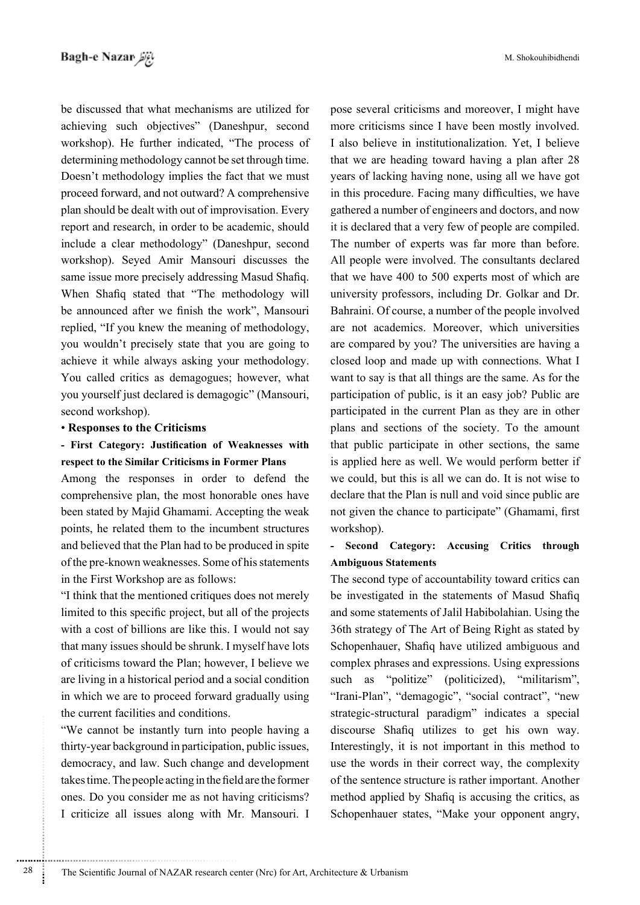be discussed that what mechanisms are utilized for achieving such objectives" (Daneshpur, second workshop). He further indicated, "The process of determining methodology cannot be set through time. Doesn't methodology implies the fact that we must proceed forward, and not outward? A comprehensive plan should be dealt with out of improvisation. Every report and research, in order to be academic, should include a clear methodology" (Daneshpur, second workshop). Seyed Amir Mansouri discusses the same issue more precisely addressing Masud Shafiq. When Shafiq stated that "The methodology will be announced after we finish the work", Mansouri replied, "If you knew the meaning of methodology, you wouldn't precisely state that you are going to achieve it while always asking your methodology. You called critics as demagogues; however, what you yourself just declared is demagogic" (Mansouri, second workshop).

• **Responses to the Criticisms**

**- First Category: Justification of Weaknesses with respect to the Similar Criticisms in Former Plans**

Among the responses in order to defend the comprehensive plan, the most honorable ones have been stated by Majid Ghamami. Accepting the weak points, he related them to the incumbent structures and believed that the Plan had to be produced in spite of the pre-known weaknesses. Some of his statements in the First Workshop are as follows:

"I think that the mentioned critiques does not merely limited to this specific project, but all of the projects with a cost of billions are like this. I would not say that many issues should be shrunk. I myself have lots of criticisms toward the Plan; however, I believe we are living in a historical period and a social condition in which we are to proceed forward gradually using the current facilities and conditions.

"We cannot be instantly turn into people having a thirty-year background in participation, public issues, democracy, and law. Such change and development takes time. The people acting in the field are the former ones. Do you consider me as not having criticisms? I criticize all issues along with Mr. Mansouri. I pose several criticisms and moreover, I might have more criticisms since I have been mostly involved. I also believe in institutionalization. Yet, I believe that we are heading toward having a plan after 28 years of lacking having none, using all we have got in this procedure. Facing many difficulties, we have gathered a number of engineers and doctors, and now it is declared that a very few of people are compiled. The number of experts was far more than before. All people were involved. The consultants declared that we have 400 to 500 experts most of which are university professors, including Dr. Golkar and Dr. Bahraini. Of course, a number of the people involved are not academics. Moreover, which universities are compared by you? The universities are having a closed loop and made up with connections. What I want to say is that all things are the same. As for the participation of public, is it an easy job? Public are participated in the current Plan as they are in other plans and sections of the society. To the amount that public participate in other sections, the same is applied here as well. We would perform better if we could, but this is all we can do. It is not wise to declare that the Plan is null and void since public are not given the chance to participate" (Ghamami, first workshop).

**- Second Category: Accusing Critics through Ambiguous Statements**

The second type of accountability toward critics can be investigated in the statements of Masud Shafiq and some statements of Jalil Habibolahian. Using the 36th strategy of The Art of Being Right as stated by Schopenhauer, Shafiq have utilized ambiguous and complex phrases and expressions. Using expressions such as "politize" (politicized), "militarism", "Irani-Plan", "demagogic", "social contract", "new strategic-structural paradigm" indicates a special discourse Shafiq utilizes to get his own way. Interestingly, it is not important in this method to use the words in their correct way, the complexity of the sentence structure is rather important. Another method applied by Shafiq is accusing the critics, as Schopenhauer states, "Make your opponent angry,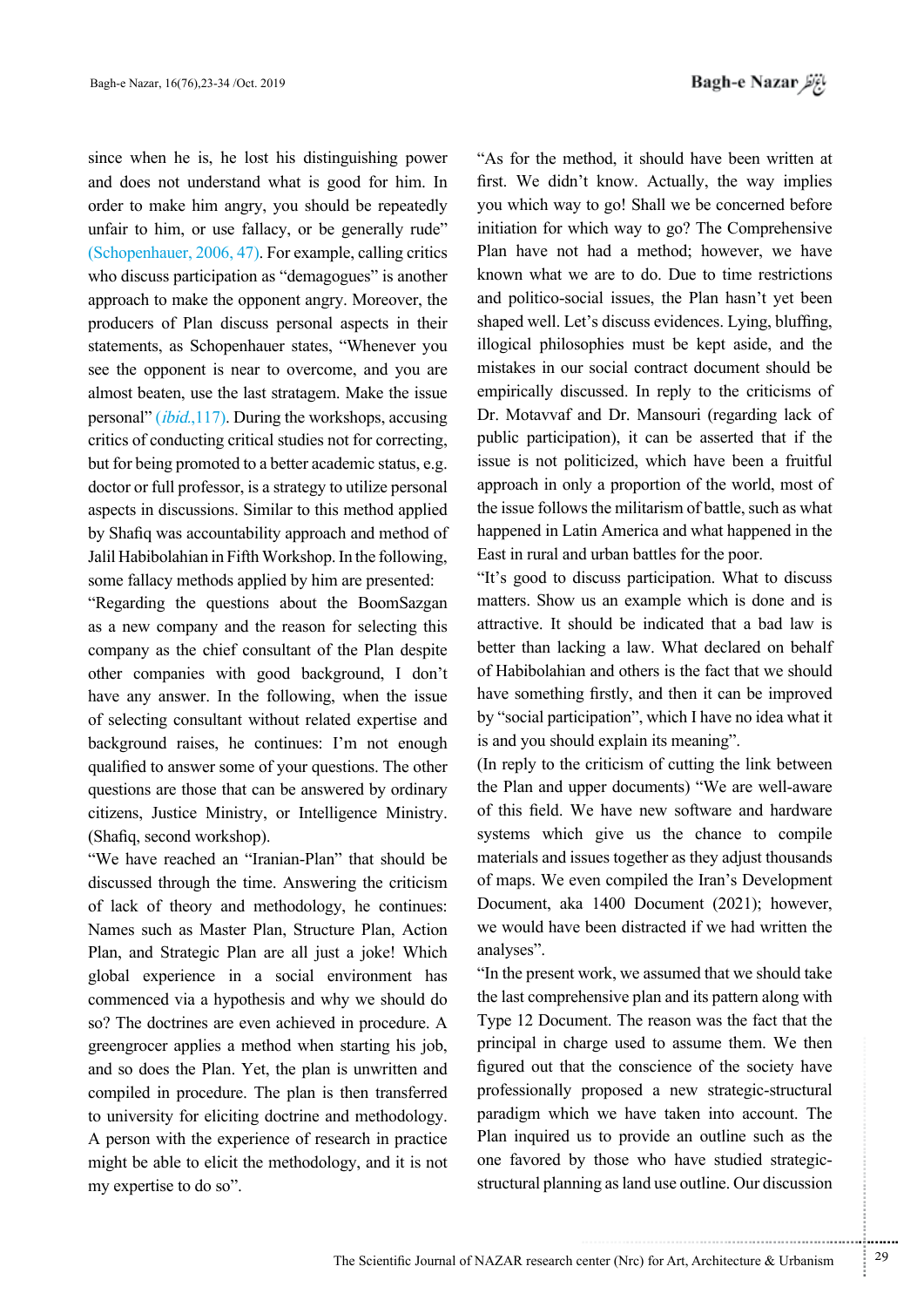since when he is, he lost his distinguishing power and does not understand what is good for him. In order to make him angry, you should be repeatedly unfair to him, or use fallacy, or be generally rude" (Schopenhauer, 2006, 47). For example, calling critics who discuss participation as "demagogues" is another approach to make the opponent angry. Moreover, the producers of Plan discuss personal aspects in their statements, as Schopenhauer states, "Whenever you see the opponent is near to overcome, and you are almost beaten, use the last stratagem. Make the issue personal" (*ibid.*,117). During the workshops, accusing critics of conducting critical studies not for correcting, but for being promoted to a better academic status, e.g. doctor or full professor, is a strategy to utilize personal aspects in discussions. Similar to this method applied by Shafiq was accountability approach and method of Jalil Habibolahian in Fifth Workshop. In the following, some fallacy methods applied by him are presented:

"Regarding the questions about the BoomSazgan as a new company and the reason for selecting this company as the chief consultant of the Plan despite other companies with good background, I don't have any answer. In the following, when the issue of selecting consultant without related expertise and background raises, he continues: I'm not enough qualified to answer some of your questions. The other questions are those that can be answered by ordinary citizens, Justice Ministry, or Intelligence Ministry. (Shafiq, second workshop).

"We have reached an "Iranian-Plan" that should be discussed through the time. Answering the criticism of lack of theory and methodology, he continues: Names such as Master Plan, Structure Plan, Action Plan, and Strategic Plan are all just a joke! Which global experience in a social environment has commenced via a hypothesis and why we should do so? The doctrines are even achieved in procedure. A greengrocer applies a method when starting his job, and so does the Plan. Yet, the plan is unwritten and compiled in procedure. The plan is then transferred to university for eliciting doctrine and methodology. A person with the experience of research in practice might be able to elicit the methodology, and it is not my expertise to do so".

"As for the method, it should have been written at first. We didn't know. Actually, the way implies you which way to go! Shall we be concerned before initiation for which way to go? The Comprehensive Plan have not had a method; however, we have known what we are to do. Due to time restrictions and politico-social issues, the Plan hasn't yet been shaped well. Let's discuss evidences. Lying, bluffing, illogical philosophies must be kept aside, and the mistakes in our social contract document should be empirically discussed. In reply to the criticisms of Dr. Motavvaf and Dr. Mansouri (regarding lack of public participation), it can be asserted that if the issue is not politicized, which have been a fruitful approach in only a proportion of the world, most of the issue follows the militarism of battle, such as what happened in Latin America and what happened in the East in rural and urban battles for the poor.

"It's good to discuss participation. What to discuss matters. Show us an example which is done and is attractive. It should be indicated that a bad law is better than lacking a law. What declared on behalf of Habibolahian and others is the fact that we should have something firstly, and then it can be improved by "social participation", which I have no idea what it is and you should explain its meaning".

(In reply to the criticism of cutting the link between the Plan and upper documents) "We are well-aware of this field. We have new software and hardware systems which give us the chance to compile materials and issues together as they adjust thousands of maps. We even compiled the Iran's Development Document, aka 1400 Document (2021); however, we would have been distracted if we had written the analyses".

"In the present work, we assumed that we should take the last comprehensive plan and its pattern along with Type 12 Document. The reason was the fact that the principal in charge used to assume them. We then figured out that the conscience of the society have professionally proposed a new strategic-structural paradigm which we have taken into account. The Plan inquired us to provide an outline such as the one favored by those who have studied strategic-structural planning as land use outline. Our discussion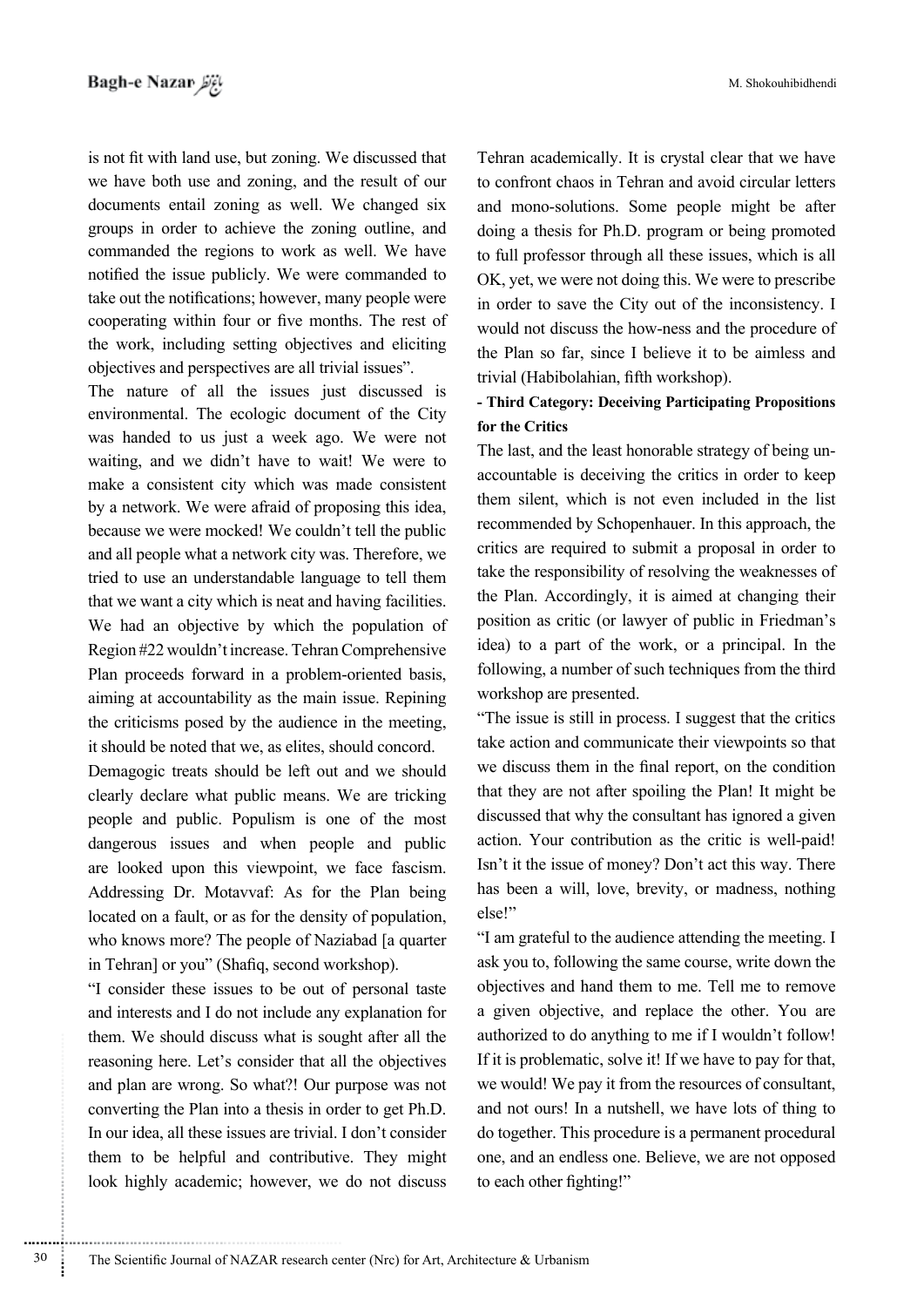is not fit with land use, but zoning. We discussed that we have both use and zoning, and the result of our documents entail zoning as well. We changed six groups in order to achieve the zoning outline, and commanded the regions to work as well. We have notified the issue publicly. We were commanded to take out the notifications; however, many people were cooperating within four or five months. The rest of the work, including setting objectives and eliciting objectives and perspectives are all trivial issues".

The nature of all the issues just discussed is environmental. The ecologic document of the City was handed to us just a week ago. We were not waiting, and we didn't have to wait! We were to make a consistent city which was made consistent by a network. We were afraid of proposing this idea, because we were mocked! We couldn't tell the public and all people what a network city was. Therefore, we tried to use an understandable language to tell them that we want a city which is neat and having facilities. We had an objective by which the population of Region #22 wouldn't increase. Tehran Comprehensive Plan proceeds forward in a problem-oriented basis, aiming at accountability as the main issue. Repining the criticisms posed by the audience in the meeting, it should be noted that we, as elites, should concord.

Demagogic treats should be left out and we should clearly declare what public means. We are tricking people and public. Populism is one of the most dangerous issues and when people and public are looked upon this viewpoint, we face fascism. Addressing Dr. Motavvaf: As for the Plan being located on a fault, or as for the density of population, who knows more? The people of Naziabad [a quarter in Tehran] or you" (Shafiq, second workshop).

"I consider these issues to be out of personal taste and interests and I do not include any explanation for them. We should discuss what is sought after all the reasoning here. Let's consider that all the objectives and plan are wrong. So what?! Our purpose was not converting the Plan into a thesis in order to get Ph.D. In our idea, all these issues are trivial. I don't consider them to be helpful and contributive. They might look highly academic; however, we do not discuss Tehran academically. It is crystal clear that we have to confront chaos in Tehran and avoid circular letters and mono-solutions. Some people might be after doing a thesis for Ph.D. program or being promoted to full professor through all these issues, which is all OK, yet, we were not doing this. We were to prescribe in order to save the City out of the inconsistency. I would not discuss the how-ness and the procedure of the Plan so far, since I believe it to be aimless and trivial (Habibolahian, fifth workshop).

**- Third Category: Deceiving Participating Propositions for the Critics**

The last, and the least honorable strategy of being un-accountable is deceiving the critics in order to keep them silent, which is not even included in the list recommended by Schopenhauer. In this approach, the critics are required to submit a proposal in order to take the responsibility of resolving the weaknesses of the Plan. Accordingly, it is aimed at changing their position as critic (or lawyer of public in Friedman's idea) to a part of the work, or a principal. In the following, a number of such techniques from the third workshop are presented.

"The issue is still in process. I suggest that the critics take action and communicate their viewpoints so that we discuss them in the final report, on the condition that they are not after spoiling the Plan! It might be discussed that why the consultant has ignored a given action. Your contribution as the critic is well-paid! Isn't it the issue of money? Don't act this way. There has been a will, love, brevity, or madness, nothing else!"

"I am grateful to the audience attending the meeting. I ask you to, following the same course, write down the objectives and hand them to me. Tell me to remove a given objective, and replace the other. You are authorized to do anything to me if I wouldn't follow! If it is problematic, solve it! If we have to pay for that, we would! We pay it from the resources of consultant, and not ours! In a nutshell, we have lots of thing to do together. This procedure is a permanent procedural one, and an endless one. Believe, we are not opposed to each other fighting!"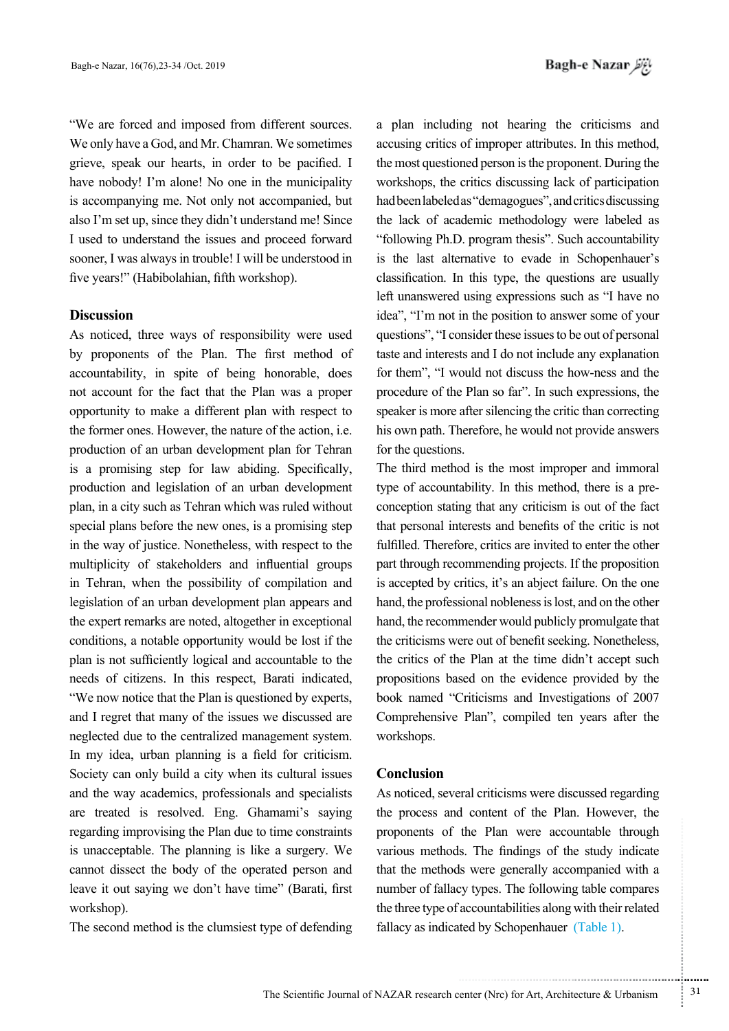"We are forced and imposed from different sources. We only have a God, and Mr. Chamran. We sometimes grieve, speak our hearts, in order to be pacified. I have nobody! I'm alone! No one in the municipality is accompanying me. Not only not accompanied, but also I'm set up, since they didn't understand me! Since I used to understand the issues and proceed forward sooner, I was always in trouble! I will be understood in five years!" (Habibolahian, fifth workshop).

## Discussion

As noticed, three ways of responsibility were used by proponents of the Plan. The first method of accountability, in spite of being honorable, does not account for the fact that the Plan was a proper opportunity to make a different plan with respect to the former ones. However, the nature of the action, i.e. production of an urban development plan for Tehran is a promising step for law abiding. Specifically, production and legislation of an urban development plan, in a city such as Tehran which was ruled without special plans before the new ones, is a promising step in the way of justice. Nonetheless, with respect to the multiplicity of stakeholders and influential groups in Tehran, when the possibility of compilation and legislation of an urban development plan appears and the expert remarks are noted, altogether in exceptional conditions, a notable opportunity would be lost if the plan is not sufficiently logical and accountable to the needs of citizens. In this respect, Barati indicated, "We now notice that the Plan is questioned by experts, and I regret that many of the issues we discussed are neglected due to the centralized management system. In my idea, urban planning is a field for criticism. Society can only build a city when its cultural issues and the way academics, professionals and specialists are treated is resolved. Eng. Ghamami's saying regarding improvising the Plan due to time constraints is unacceptable. The planning is like a surgery. We cannot dissect the body of the operated person and leave it out saying we don't have time" (Barati, first workshop).

The second method is the clumsiest type of defending a plan including not hearing the criticisms and accusing critics of improper attributes. In this method, the most questioned person is the proponent. During the workshops, the critics discussing lack of participation had been labeled as "demagogues", and critics discussing the lack of academic methodology were labeled as "following Ph.D. program thesis". Such accountability is the last alternative to evade in Schopenhauer's classification. In this type, the questions are usually left unanswered using expressions such as "I have no idea", "I'm not in the position to answer some of your questions", "I consider these issues to be out of personal taste and interests and I do not include any explanation for them", "I would not discuss the how-ness and the procedure of the Plan so far". In such expressions, the speaker is more after silencing the critic than correcting his own path. Therefore, he would not provide answers for the questions.

The third method is the most improper and immoral type of accountability. In this method, there is a pre-conception stating that any criticism is out of the fact that personal interests and benefits of the critic is not fulfilled. Therefore, critics are invited to enter the other part through recommending projects. If the proposition is accepted by critics, it's an abject failure. On the one hand, the professional nobleness is lost, and on the other hand, the recommender would publicly promulgate that the criticisms were out of benefit seeking. Nonetheless, the critics of the Plan at the time didn't accept such propositions based on the evidence provided by the book named "Criticisms and Investigations of 2007 Comprehensive Plan", compiled ten years after the workshops.

## Conclusion

As noticed, several criticisms were discussed regarding the process and content of the Plan. However, the proponents of the Plan were accountable through various methods. The findings of the study indicate that the methods were generally accompanied with a number of fallacy types. The following table compares the three type of accountabilities along with their related fallacy as indicated by Schopenhauer (Table 1).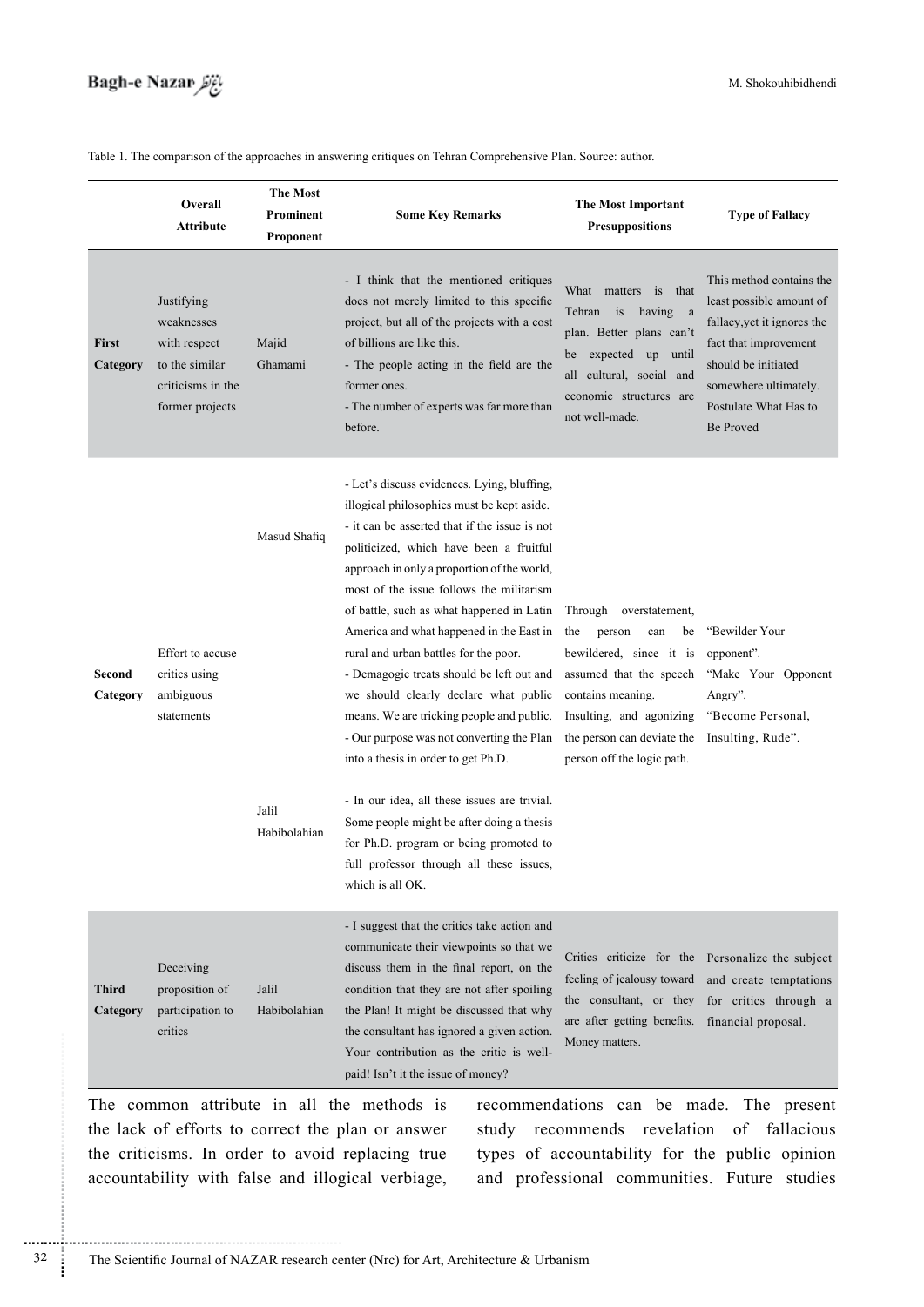Table 1. The comparison of the approaches in answering critiques on Tehran Comprehensive Plan. Source: author.

| | Overall Attribute | The Most Prominent Proponent | Some Key Remarks | The Most Important Presuppositions | Type of Fallacy |
|---|---|---|---|---|---|
| **First Category** | Justifying weaknesses with respect to the similar criticisms in the former projects | Majid Ghamami | - I think that the mentioned critiques does not merely limited to this specific project, but all of the projects with a cost of billions are like this. - The people acting in the field are the former ones. - The number of experts was far more than before. | What matters is that Tehran is having a plan. Better plans can't be expected up until all cultural, social and economic structures are not well-made. | This method contains the least possible amount of fallacy,yet it ignores the fact that improvement should be initiated somewhere ultimately. Postulate What Has to Be Proved |
| **Second Category** | Effort to accuse critics using ambiguous statements | Masud Shafiq | - Let's discuss evidences. Lying, bluffing, illogical philosophies must be kept aside. - it can be asserted that if the issue is not politicized, which have been a fruitful approach in only a proportion of the world, most of the issue follows the militarism of battle, such as what happened in Latin America and what happened in the East in rural and urban battles for the poor. - Demagogic treats should be left out and we should clearly declare what public means. We are tricking people and public. - Our purpose was not converting the Plan into a thesis in order to get Ph.D. | Through overstatement, the person can be bewildered, since it is assumed that the speech contains meaning. Insulting, and agonizing the person can deviate the person off the logic path. | "Bewilder Your opponent". "Make Your Opponent Angry". "Become Personal, Insulting, Rude". |
| | | Jalil Habibolahian | - In our idea, all these issues are trivial. Some people might be after doing a thesis for Ph.D. program or being promoted to full professor through all these issues, which is all OK. | | |
| **Third Category** | Deceiving proposition of participation to critics | Jalil Habibolahian | - I suggest that the critics take action and communicate their viewpoints so that we discuss them in the final report, on the condition that they are not after spoiling the Plan! It might be discussed that why the consultant has ignored a given action. Your contribution as the critic is well-paid! Isn't it the issue of money? | Critics criticize for the feeling of jealousy toward the consultant, or they are after getting benefits. Money matters. | Personalize the subject and create temptations for critics through a financial proposal. |

The common attribute in all the methods is the lack of efforts to correct the plan or answer the criticisms. In order to avoid replacing true accountability with false and illogical verbiage, recommendations can be made. The present study recommends revelation of fallacious types of accountability for the public opinion and professional communities. Future studies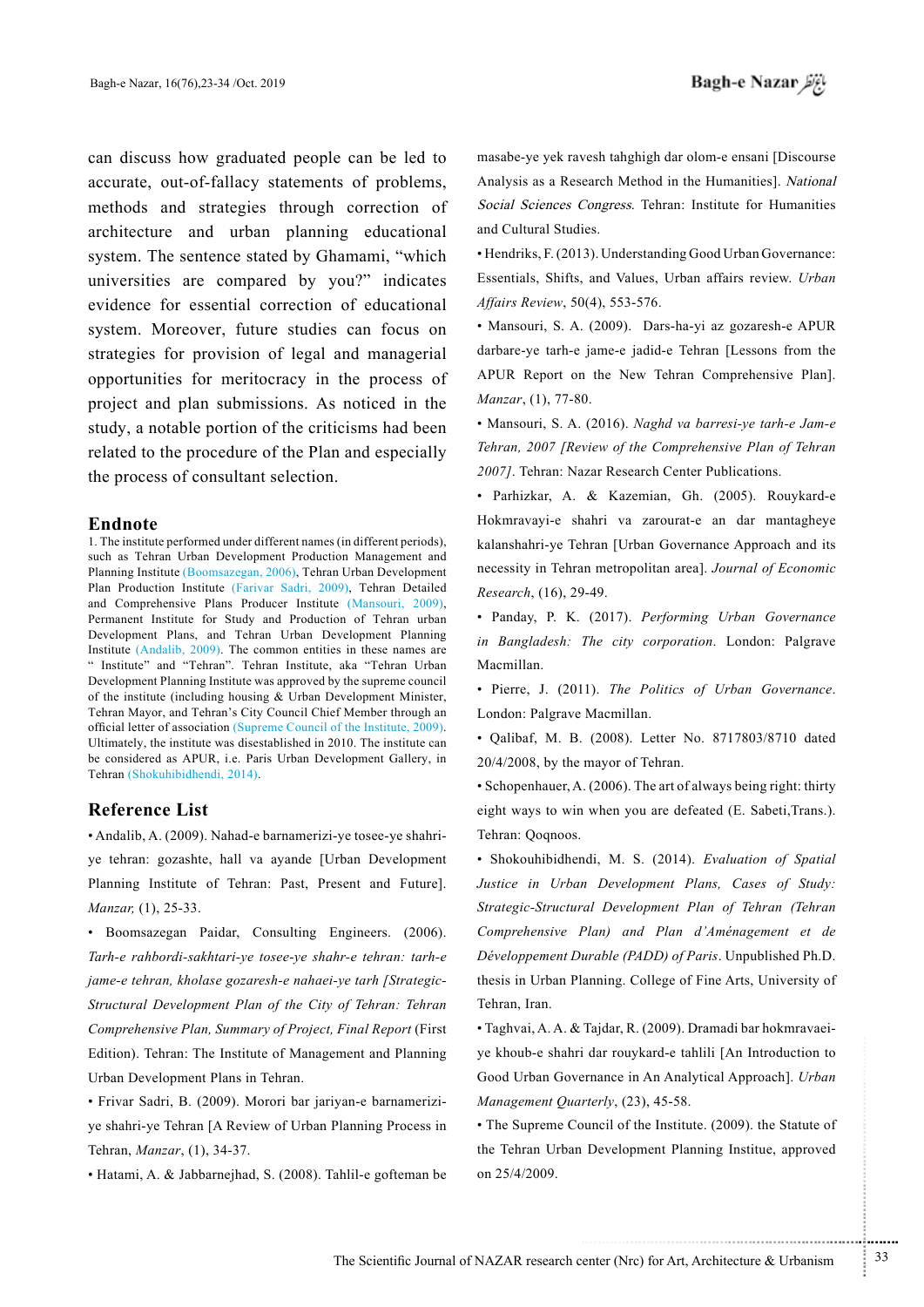can discuss how graduated people can be led to accurate, out-of-fallacy statements of problems, methods and strategies through correction of architecture and urban planning educational system. The sentence stated by Ghamami, "which universities are compared by you?" indicates evidence for essential correction of educational system. Moreover, future studies can focus on strategies for provision of legal and managerial opportunities for meritocracy in the process of project and plan submissions. As noticed in the study, a notable portion of the criticisms had been related to the procedure of the Plan and especially the process of consultant selection.

## Endnote

1. The institute performed under different names (in different periods), such as Tehran Urban Development Production Management and Planning Institute (Boomsazegan, 2006), Tehran Urban Development Plan Production Institute (Farivar Sadri, 2009), Tehran Detailed and Comprehensive Plans Producer Institute (Mansouri, 2009), Permanent Institute for Study and Production of Tehran urban Development Plans, and Tehran Urban Development Planning Institute (Andalib, 2009). The common entities in these names are " Institute" and "Tehran". Tehran Institute, aka "Tehran Urban Development Planning Institute was approved by the supreme council of the institute (including housing & Urban Development Minister, Tehran Mayor, and Tehran's City Council Chief Member through an official letter of association (Supreme Council of the Institute, 2009). Ultimately, the institute was disestablished in 2010. The institute can be considered as APUR, i.e. Paris Urban Development Gallery, in Tehran (Shokuhibidhendi, 2014).

## Reference List

- Andalib, A. (2009). Nahad-e barnamerizi-ye tosee-ye shahri-ye tehran: gozashte, hall va ayande [Urban Development Planning Institute of Tehran: Past, Present and Future]. *Manzar,* (1), 25-33.
- Boomsazegan Paidar, Consulting Engineers. (2006). *Tarh-e rahbordi-sakhtari-ye tosee-ye shahr-e tehran: tarh-e jame-e tehran, kholase gozaresh-e nahaei-ye tarh [Strategic-Structural Development Plan of the City of Tehran: Tehran Comprehensive Plan, Summary of Project, Final Report* (First Edition). Tehran: The Institute of Management and Planning Urban Development Plans in Tehran.
- Frivar Sadri, B. (2009). Morori bar jariyan-e barnamerizi-ye shahri-ye Tehran [A Review of Urban Planning Process in Tehran, *Manzar*, (1), 34-37.
- Hatami, A. & Jabbarnejhad, S. (2008). Tahlil-e gofteman be masabe-ye yek ravesh tahghigh dar olom-e ensani [Discourse Analysis as a Research Method in the Humanities]. *National Social Sciences Congress*. Tehran: Institute for Humanities and Cultural Studies.
- Hendriks, F. (2013). Understanding Good Urban Governance: Essentials, Shifts, and Values, Urban affairs review. *Urban Affairs Review*, 50(4), 553-576.
- Mansouri, S. A. (2009). Dars-ha-yi az gozaresh-e APUR darbare-ye tarh-e jame-e jadid-e Tehran [Lessons from the APUR Report on the New Tehran Comprehensive Plan]. *Manzar*, (1), 77-80.
- Mansouri, S. A. (2016). *Naghd va barresi-ye tarh-e Jam-e Tehran, 2007 [Review of the Comprehensive Plan of Tehran 2007]*. Tehran: Nazar Research Center Publications.
- Parhizkar, A. & Kazemian, Gh. (2005). Rouykard-e Hokmravayi-e shahri va zarourat-e an dar mantagheye kalanshahri-ye Tehran [Urban Governance Approach and its necessity in Tehran metropolitan area]. *Journal of Economic Research*, (16), 29-49.
- Panday, P. K. (2017). *Performing Urban Governance in Bangladesh: The city corporation*. London: Palgrave Macmillan.
- Pierre, J. (2011). *The Politics of Urban Governance*. London: Palgrave Macmillan.
- Qalibaf, M. B. (2008). Letter No. 8717803/8710 dated 20/4/2008, by the mayor of Tehran.
- Schopenhauer, A. (2006). The art of always being right: thirty eight ways to win when you are defeated (E. Sabeti,Trans.). Tehran: Qoqnoos.
- Shokouhibidhendi, M. S. (2014). *Evaluation of Spatial Justice in Urban Development Plans, Cases of Study: Strategic-Structural Development Plan of Tehran (Tehran Comprehensive Plan) and Plan d'Aménagement et de Développement Durable (PADD) of Paris*. Unpublished Ph.D. thesis in Urban Planning. College of Fine Arts, University of Tehran, Iran.
- Taghvai, A. A. & Tajdar, R. (2009). Dramadi bar hokmravaei-ye khoub-e shahri dar rouykard-e tahlili [An Introduction to Good Urban Governance in An Analytical Approach]. *Urban Management Quarterly*, (23), 45-58.
- The Supreme Council of the Institute. (2009). the Statute of the Tehran Urban Development Planning Institue, approved on 25/4/2009.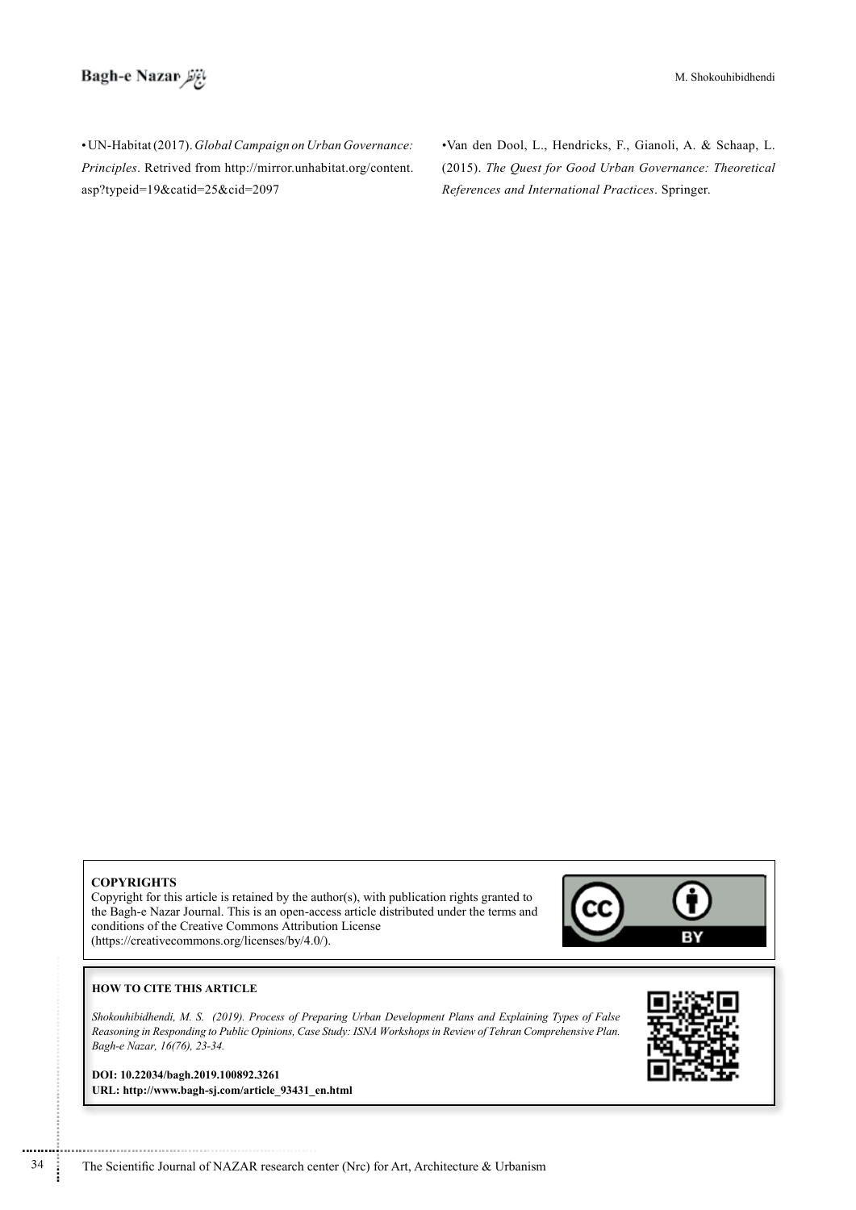• UN-Habitat (2017). *Global Campaign on Urban Governance: Principles*. Retrived from http://mirror.unhabitat.org/content.asp?typeid=19&catid=25&cid=2097

•Van den Dool, L., Hendricks, F., Gianoli, A. & Schaap, L. (2015). *The Quest for Good Urban Governance: Theoretical References and International Practices*. Springer.

**COPYRIGHTS**

Copyright for this article is retained by the author(s), with publication rights granted to the Bagh-e Nazar Journal. This is an open-access article distributed under the terms and conditions of the Creative Commons Attribution License (https://creativecommons.org/licenses/by/4.0/).

**HOW TO CITE THIS ARTICLE**

*Shokouhibidhendi, M. S. (2019). Process of Preparing Urban Development Plans and Explaining Types of False Reasoning in Responding to Public Opinions, Case Study: ISNA Workshops in Review of Tehran Comprehensive Plan. Bagh-e Nazar, 16(76), 23-34.*

**DOI: 10.22034/bagh.2019.100892.3261**

**URL: http://www.bagh-sj.com/article_93431_en.html**